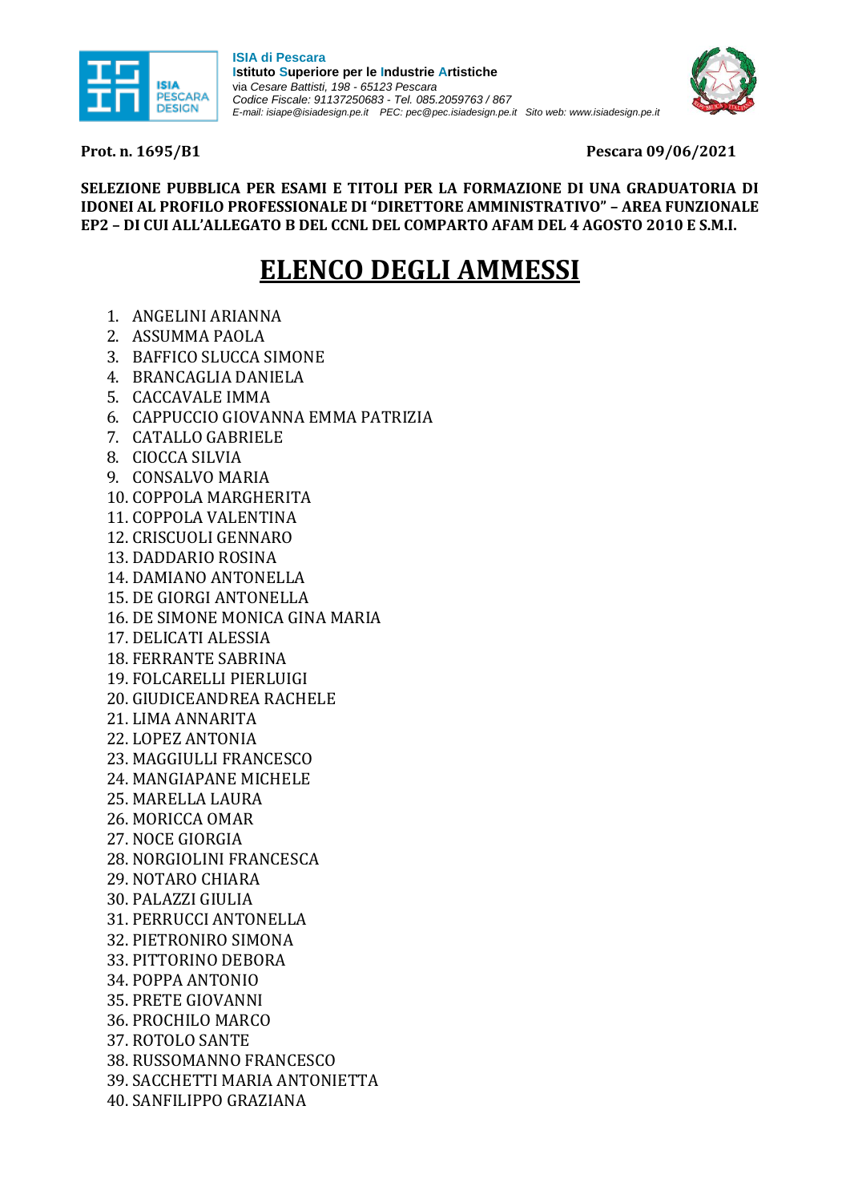**ISIA di Pescara**
**Istituto Superiore per le Industrie Artistiche**
via *Cesare Battisti, 198 - 65123 Pescara*
*Codice Fiscale: 91137250683 - Tel. 085.2059763 / 867*
*E-mail: isiape@isiadesign.pe.it PEC: pec@pec.isiadesign.pe.it Sito web: www.isiadesign.pe.it*

**Prot. n. 1695/B1** **Pescara 09/06/2021**

**SELEZIONE PUBBLICA PER ESAMI E TITOLI PER LA FORMAZIONE DI UNA GRADUATORIA DI IDONEI AL PROFILO PROFESSIONALE DI "DIRETTORE AMMINISTRATIVO" – AREA FUNZIONALE EP2 – DI CUI ALL'ALLEGATO B DEL CCNL DEL COMPARTO AFAM DEL 4 AGOSTO 2010 E S.M.I.**

# ELENCO DEGLI AMMESSI

1. ANGELINI ARIANNA
2. ASSUMMA PAOLA
3. BAFFICO SLUCCA SIMONE
4. BRANCAGLIA DANIELA
5. CACCAVALE IMMA
6. CAPPUCCIO GIOVANNA EMMA PATRIZIA
7. CATALLO GABRIELE
8. CIOCCA SILVIA
9. CONSALVO MARIA
10. COPPOLA MARGHERITA
11. COPPOLA VALENTINA
12. CRISCUOLI GENNARO
13. DADDARIO ROSINA
14. DAMIANO ANTONELLA
15. DE GIORGI ANTONELLA
16. DE SIMONE MONICA GINA MARIA
17. DELICATI ALESSIA
18. FERRANTE SABRINA
19. FOLCARELLI PIERLUIGI
20. GIUDICEANDREA RACHELE
21. LIMA ANNARITA
22. LOPEZ ANTONIA
23. MAGGIULLI FRANCESCO
24. MANGIAPANE MICHELE
25. MARELLA LAURA
26. MORICCA OMAR
27. NOCE GIORGIA
28. NORGIOLINI FRANCESCA
29. NOTARO CHIARA
30. PALAZZI GIULIA
31. PERRUCCI ANTONELLA
32. PIETRONIRO SIMONA
33. PITTORINO DEBORA
34. POPPA ANTONIO
35. PRETE GIOVANNI
36. PROCHILO MARCO
37. ROTOLO SANTE
38. RUSSOMANNO FRANCESCO
39. SACCHETTI MARIA ANTONIETTA
40. SANFILIPPO GRAZIANA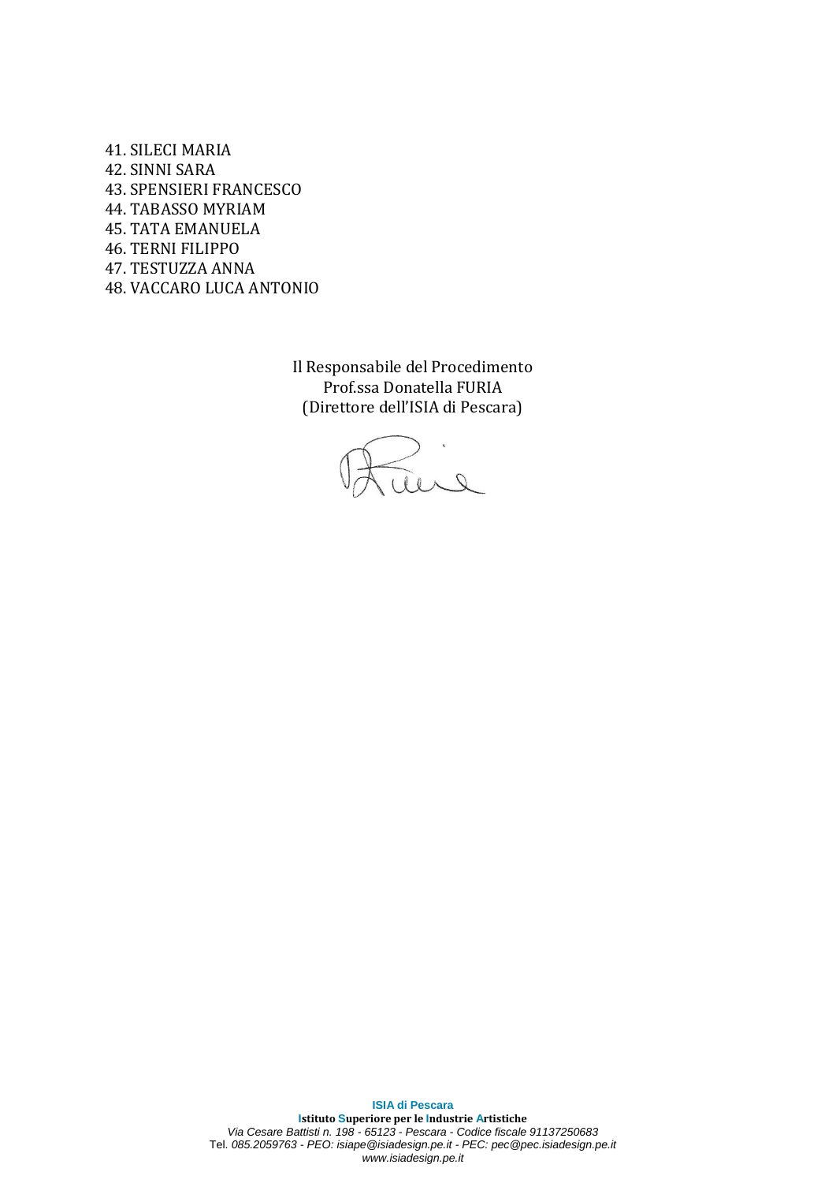41. SILECI MARIA
42. SINNI SARA
43. SPENSIERI FRANCESCO
44. TABASSO MYRIAM
45. TATA EMANUELA
46. TERNI FILIPPO
47. TESTUZZA ANNA
48. VACCARO LUCA ANTONIO

Il Responsabile del Procedimento
Prof.ssa Donatella FURIA
(Direttore dell'ISIA di Pescara)

**ISIA di Pescara**
**Istituto Superiore per le Industrie Artistiche**
*Via Cesare Battisti n. 198 - 65123 - Pescara - Codice fiscale 91137250683*
Tel. *085.2059763 - PEO: isiape@isiadesign.pe.it - PEC: pec@pec.isiadesign.pe.it*
*www.isiadesign.pe.it*